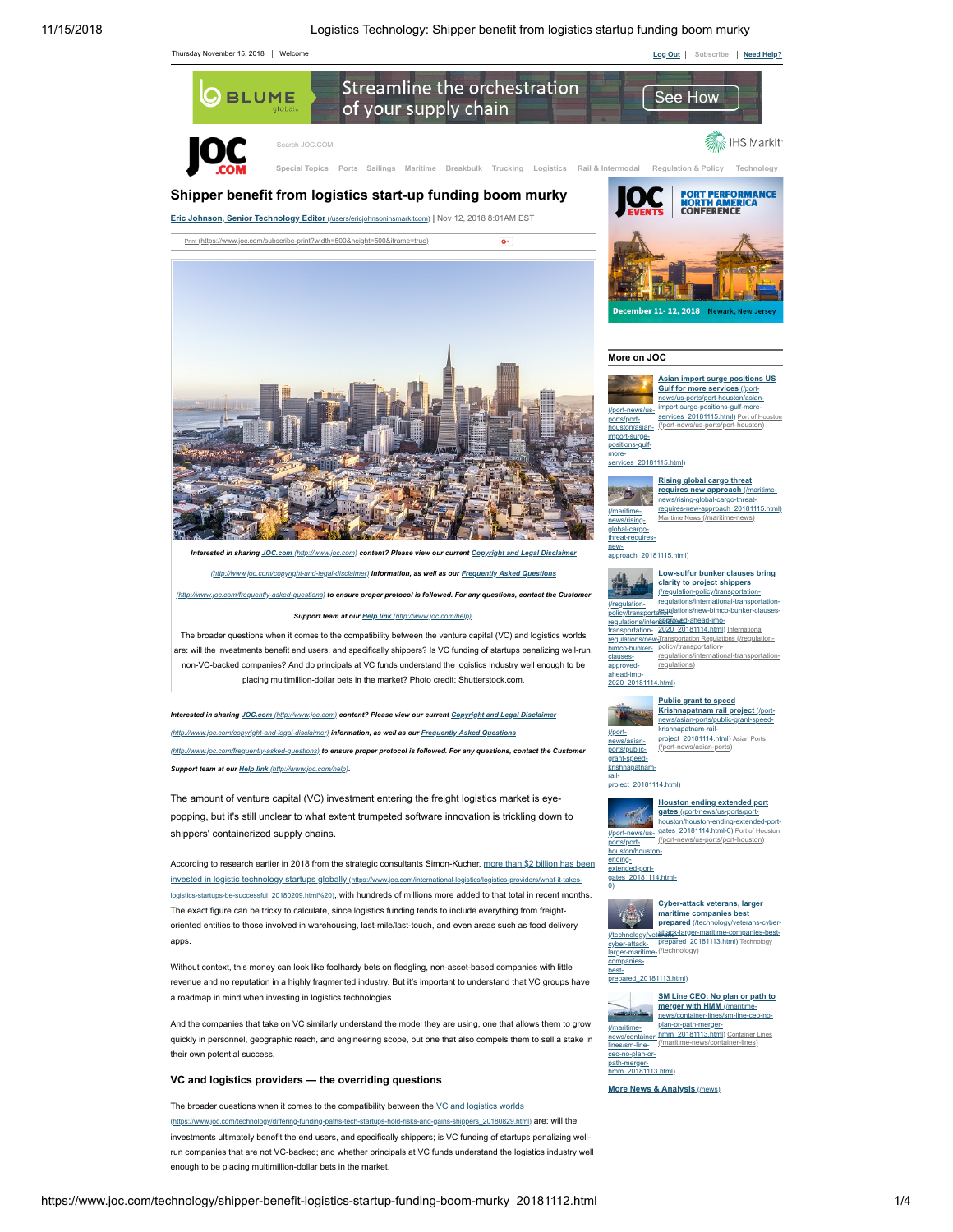# Shipper benefit from logistics start-up funding boom murky

[Eric Johnson, Senior Technology Editor (/users/ericjohnsonihsmarkitcom)](/users/ericjohnsonihsmarkitcom) | Nov 12, 2018 8:01AM EST

*Interested in sharing **JOC.com** (http://www.joc.com) content? Please view our current **Copyright and Legal Disclaimer** (http://www.joc.com/copyright-and-legal-disclaimer) information, as well as our **Frequently Asked Questions** (http://www.joc.com/frequently-asked-questions) to ensure proper protocol is followed. For any questions, contact the Customer Support team at our **Help link** (http://www.joc.com/help).*

The broader questions when it comes to the compatibility between the venture capital (VC) and logistics worlds are: will the investments benefit end users, and specifically shippers? Is VC funding of startups penalizing well-run, non-VC-backed companies? And do principals at VC funds understand the logistics industry well enough to be placing multimillion-dollar bets in the market? Photo credit: Shutterstock.com.

*Interested in sharing **JOC.com** (http://www.joc.com) content? Please view our current **Copyright and Legal Disclaimer** (http://www.joc.com/copyright-and-legal-disclaimer) information, as well as our **Frequently Asked Questions** (http://www.joc.com/frequently-asked-questions) to ensure proper protocol is followed. For any questions, contact the Customer Support team at our **Help link** (http://www.joc.com/help).*

The amount of venture capital (VC) investment entering the freight logistics market is eye-popping, but it's still unclear to what extent trumpeted software innovation is trickling down to shippers' containerized supply chains.

According to research earlier in 2018 from the strategic consultants Simon-Kucher, [more than $2 billion has been invested in logistic technology startups globally (https://www.joc.com/international-logistics/logistics-providers/what-it-takes-logistics-startups-be-successful_20180209.html%20)](https://www.joc.com/international-logistics/logistics-providers/what-it-takes-logistics-startups-be-successful_20180209.html%20), with hundreds of millions more added to that total in recent months. The exact figure can be tricky to calculate, since logistics funding tends to include everything from freight-oriented entities to those involved in warehousing, last-mile/last-touch, and even areas such as food delivery apps.

Without context, this money can look like foolhardy bets on fledgling, non-asset-based companies with little revenue and no reputation in a highly fragmented industry. But it's important to understand that VC groups have a roadmap in mind when investing in logistics technologies.

And the companies that take on VC similarly understand the model they are using, one that allows them to grow quickly in personnel, geographic reach, and engineering scope, but one that also compels them to sell a stake in their own potential success.

### VC and logistics providers — the overriding questions

The broader questions when it comes to the compatibility between the [VC and logistics worlds (https://www.joc.com/technology/differing-funding-paths-tech-startups-hold-risks-and-gains-shippers_20180829.html)](https://www.joc.com/technology/differing-funding-paths-tech-startups-hold-risks-and-gains-shippers_20180829.html) are: will the investments ultimately benefit the end users, and specifically shippers; is VC funding of startups penalizing well-run companies that are not VC-backed; and whether principals at VC funds understand the logistics industry well enough to be placing multimillion-dollar bets in the market.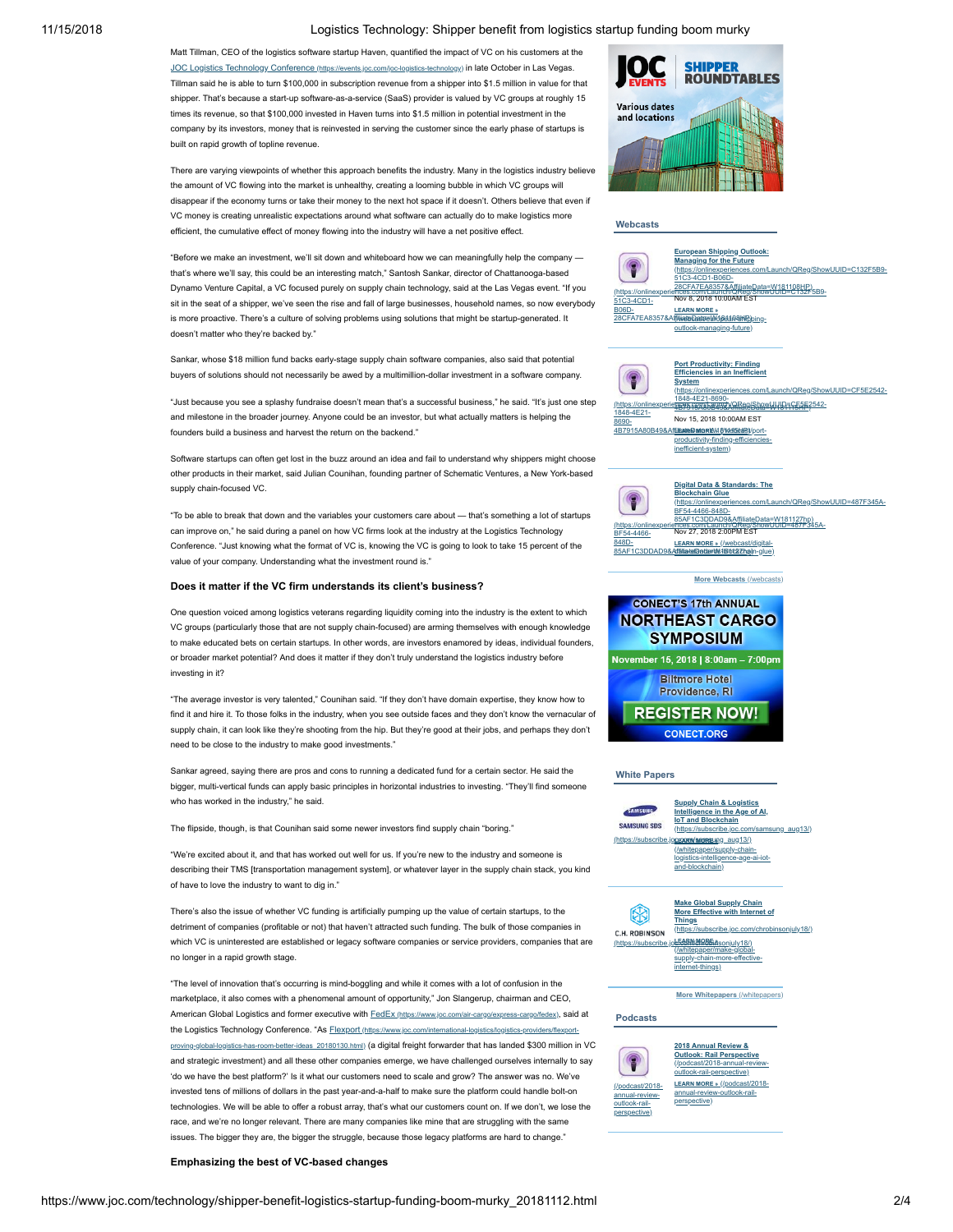Matt Tillman, CEO of the logistics software startup Haven, quantified the impact of VC on his customers at the JOC Logistics Technology Conference (https://events.joc.com/joc-logistics-technology) in late October in Las Vegas. Tillman said he is able to turn $100,000 in subscription revenue from a shipper into $1.5 million in value for that shipper. That's because a start-up software-as-a-service (SaaS) provider is valued by VC groups at roughly 15 times its revenue, so that $100,000 invested in Haven turns into $1.5 million in potential investment in the company by its investors, money that is reinvested in serving the customer since the early phase of startups is built on rapid growth of topline revenue.

There are varying viewpoints of whether this approach benefits the industry. Many in the logistics industry believe the amount of VC flowing into the market is unhealthy, creating a looming bubble in which VC groups will disappear if the economy turns or take their money to the next hot space if it doesn't. Others believe that even if VC money is creating unrealistic expectations around what software can actually do to make logistics more efficient, the cumulative effect of money flowing into the industry will have a net positive effect.

"Before we make an investment, we'll sit down and whiteboard how we can meaningfully help the company — that's where we'll say, this could be an interesting match," Santosh Sankar, director of Chattanooga-based Dynamo Venture Capital, a VC focused purely on supply chain technology, said at the Las Vegas event. "If you sit in the seat of a shipper, we've seen the rise and fall of large businesses, household names, so now everybody is more proactive. There's a culture of solving problems using solutions that might be startup-generated. It doesn't matter who they're backed by."

Sankar, whose $18 million fund backs early-stage supply chain software companies, also said that potential buyers of solutions should not necessarily be awed by a multimillion-dollar investment in a software company.

"Just because you see a splashy fundraise doesn't mean that's a successful business," he said. "It's just one step and milestone in the broader journey. Anyone could be an investor, but what actually matters is helping the founders build a business and harvest the return on the backend."

Software startups can often get lost in the buzz around an idea and fail to understand why shippers might choose other products in their market, said Julian Counihan, founding partner of Schematic Ventures, a New York-based supply chain-focused VC.

"To be able to break that down and the variables your customers care about — that's something a lot of startups can improve on," he said during a panel on how VC firms look at the industry at the Logistics Technology Conference. "Just knowing what the format of VC is, knowing the VC is going to look to take 15 percent of the value of your company. Understanding what the investment round is."

### Does it matter if the VC firm understands its client's business?

One question voiced among logistics veterans regarding liquidity coming into the industry is the extent to which VC groups (particularly those that are not supply chain-focused) are arming themselves with enough knowledge to make educated bets on certain startups. In other words, are investors enamored by ideas, individual founders, or broader market potential? And does it matter if they don't truly understand the logistics industry before investing in it?

"The average investor is very talented," Counihan said. "If they don't have domain expertise, they know how to find it and hire it. To those folks in the industry, when you see outside faces and they don't know the vernacular of supply chain, it can look like they're shooting from the hip. But they're good at their jobs, and perhaps they don't need to be close to the industry to make good investments."

Sankar agreed, saying there are pros and cons to running a dedicated fund for a certain sector. He said the bigger, multi-vertical funds can apply basic principles in horizontal industries to investing. "They'll find someone who has worked in the industry," he said.

The flipside, though, is that Counihan said some newer investors find supply chain "boring."

"We're excited about it, and that has worked out well for us. If you're new to the industry and someone is describing their TMS [transportation management system], or whatever layer in the supply chain stack, you kind of have to love the industry to want to dig in."

There's also the issue of whether VC funding is artificially pumping up the value of certain startups, to the detriment of companies (profitable or not) that haven't attracted such funding. The bulk of those companies in which VC is uninterested are established or legacy software companies or service providers, companies that are no longer in a rapid growth stage.

"The level of innovation that's occurring is mind-boggling and while it comes with a lot of confusion in the marketplace, it also comes with a phenomenal amount of opportunity," Jon Slangerup, chairman and CEO, American Global Logistics and former executive with FedEx (https://www.joc.com/air-cargo/express-cargo/fedex), said at the Logistics Technology Conference. "As Flexport (https://www.joc.com/international-logistics/logistics-providers/flexport-proving-global-logistics-has-room-better-ideas_20180130.html) (a digital freight forwarder that has landed $300 million in VC and strategic investment) and all these other companies emerge, we have challenged ourselves internally to say 'do we have the best platform?' Is it what our customers need to scale and grow? The answer was no. We've invested tens of millions of dollars in the past year-and-a-half to make sure the platform could handle bolt-on technologies. We will be able to offer a robust array, that's what our customers count on. If we don't, we lose the race, and we're no longer relevant. There are many companies like mine that are struggling with the same issues. The bigger they are, the bigger the struggle, because those legacy platforms are hard to change."

### Emphasizing the best of VC-based changes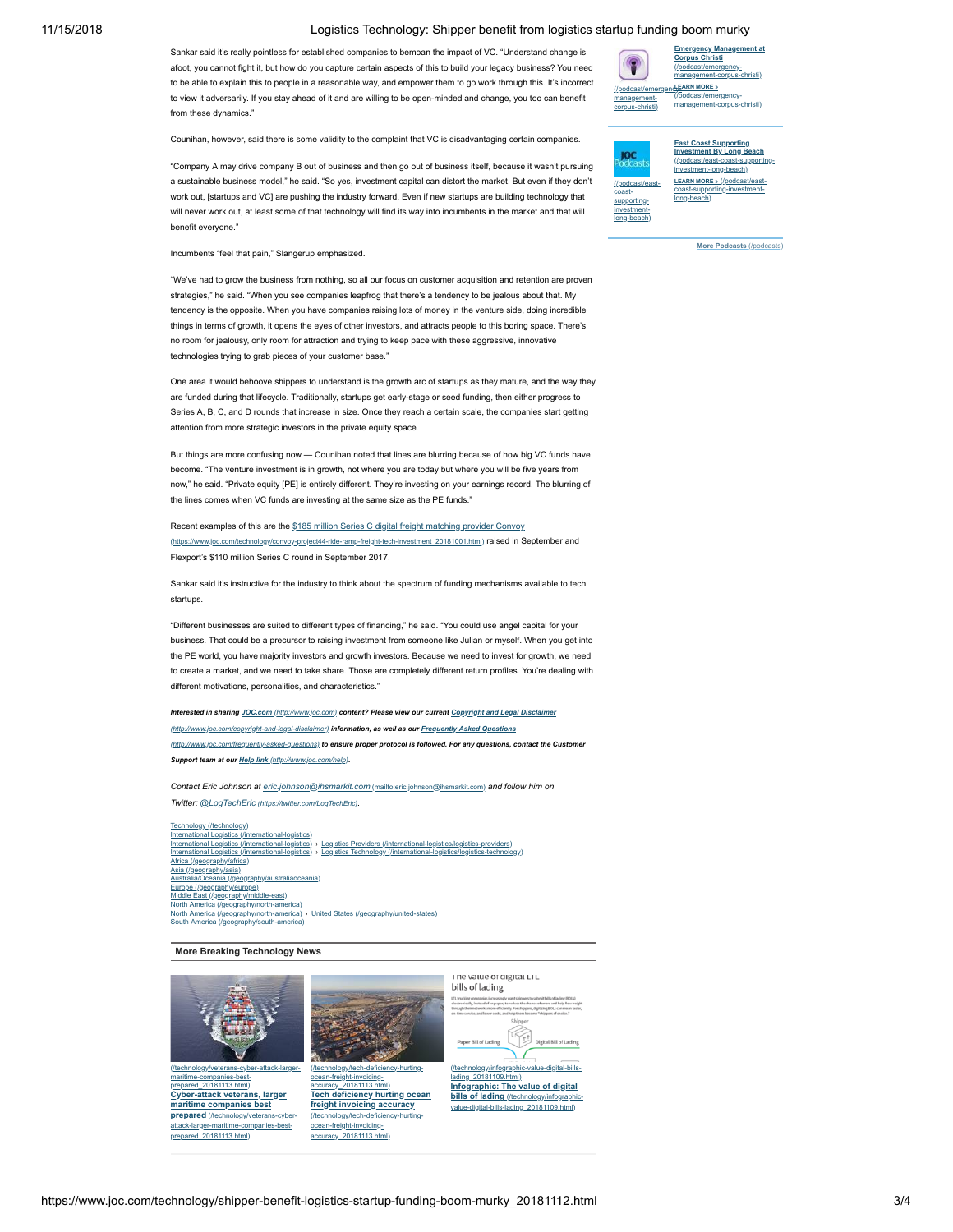Sankar said it's really pointless for established companies to bemoan the impact of VC. "Understand change is afoot, you cannot fight it, but how do you capture certain aspects of this to build your legacy business? You need to be able to explain this to people in a reasonable way, and empower them to go work through this. It's incorrect to view it adversarily. If you stay ahead of it and are willing to be open-minded and change, you too can benefit from these dynamics."

Counihan, however, said there is some validity to the complaint that VC is disadvantaging certain companies.

"Company A may drive company B out of business and then go out of business itself, because it wasn't pursuing a sustainable business model," he said. "So yes, investment capital can distort the market. But even if they don't work out, [startups and VC] are pushing the industry forward. Even if new startups are building technology that will never work out, at least some of that technology will find its way into incumbents in the market and that will benefit everyone."

Incumbents "feel that pain," Slangerup emphasized.

"We've had to grow the business from nothing, so all our focus on customer acquisition and retention are proven strategies," he said. "When you see companies leapfrog that there's a tendency to be jealous about that. My tendency is the opposite. When you have companies raising lots of money in the venture side, doing incredible things in terms of growth, it opens the eyes of other investors, and attracts people to this boring space. There's no room for jealousy, only room for attraction and trying to keep pace with these aggressive, innovative technologies trying to grab pieces of your customer base."

One area it would behoove shippers to understand is the growth arc of startups as they mature, and the way they are funded during that lifecycle. Traditionally, startups get early-stage or seed funding, then either progress to Series A, B, C, and D rounds that increase in size. Once they reach a certain scale, the companies start getting attention from more strategic investors in the private equity space.

But things are more confusing now — Counihan noted that lines are blurring because of how big VC funds have become. "The venture investment is in growth, not where you are today but where you will be five years from now," he said. "Private equity [PE] is entirely different. They're investing on your earnings record. The blurring of the lines comes when VC funds are investing at the same size as the PE funds."

Recent examples of this are the [$185 million Series C digital freight matching provider Convoy](https://www.joc.com/technology/convoy-project44-ride-ramp-freight-tech-investment_20181001.html) raised in September and Flexport's $110 million Series C round in September 2017.

Sankar said it's instructive for the industry to think about the spectrum of funding mechanisms available to tech startups.

"Different businesses are suited to different types of financing," he said. "You could use angel capital for your business. That could be a precursor to raising investment from someone like Julian or myself. When you get into the PE world, you have majority investors and growth investors. Because we need to invest for growth, we need to create a market, and we need to take share. Those are completely different return profiles. You're dealing with different motivations, personalities, and characteristics."

***Interested in sharing [JOC.com](http://www.joc.com) content? Please view our current [Copyright and Legal Disclaimer](http://www.joc.com/copyright-and-legal-disclaimer) information, as well as our [Frequently Asked Questions](http://www.joc.com/frequently-asked-questions) to ensure proper protocol is followed. For any questions, contact the Customer Support team at our [Help link](http://www.joc.com/help).***

*Contact Eric Johnson at [eric.johnson@ihsmarkit.com](mailto:eric.johnson@ihsmarkit.com) and follow him on Twitter: [@LogTechEric](https://twitter.com/LogTechEric).*

[Technology](/technology)
[International Logistics](/international-logistics)
[International Logistics](/international-logistics) › [Logistics Providers](/international-logistics/logistics-providers)
[International Logistics](/international-logistics) › [Logistics Technology](/international-logistics/logistics-technology)
[Africa](/geography/africa)
[Asia](/geography/asia)
[Australia/Oceania](/geography/australiaoceania)
[Europe](/geography/europe)
[Middle East](/geography/middle-east)
[North America](/geography/north-america)
[North America](/geography/north-america) › [United States](/geography/united-states)
[South America](/geography/south-america)

### More Breaking Technology News

- [Cyber-attack veterans, larger maritime companies best prepared](/technology/veterans-cyber-attack-larger-maritime-companies-best-prepared_20181113.html)
- [Tech deficiency hurting ocean freight invoicing accuracy](/technology/tech-deficiency-hurting-ocean-freight-invoicing-accuracy_20181113.html)
- [Infographic: The value of digital bills of lading](/technology/infographic-value-digital-bills-lading_20181109.html)

**Emergency Management at Corpus Christi** (/podcast/emergency-management-corpus-christi) LEARN MORE »

**East Coast Supporting Investment By Long Beach** (/podcast/east-coast-supporting-investment-long-beach) LEARN MORE »

[More Podcasts](/podcasts)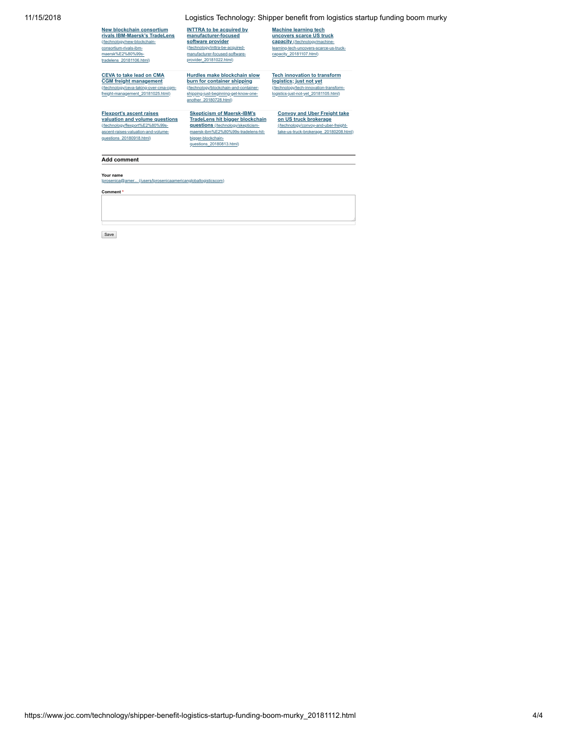**New blockchain consortium rivals IBM-Maersk's TradeLens** (/technology/new-blockchain-consortium-rivals-ibm-maersk%E2%80%99s-tradelens_20181106.html)

**INTTRA to be acquired by manufacturer-focused software provider** (/technology/inttra-be-acquired-manufacturer-focused-software-provider_20181022.html)

**Machine learning tech uncovers scarce US truck capacity** (/technology/machine-learning-tech-uncovers-scarce-us-truck-capacity_20181107.html)

**CEVA to take lead on CMA CGM freight management** (/technology/ceva-taking-over-cma-cgm-freight-management_20181025.html)

**Hurdles make blockchain slow burn for container shipping** (/technology/blockchain-and-container-shipping-just-beginning-get-know-one-another_20180728.html)

**Tech innovation to transform logistics; just not yet** (/technology/tech-innovation-transform-logistics-just-not-yet_20181105.html)

**Flexport's ascent raises valuation and volume questions** (/technology/flexport%E2%80%99s-ascent-raises-valuation-and-volume-questions_20180918.html)

**Skepticism of Maersk-IBM's TradeLens hit bigger blockchain questions** (/technology/skepticism-maersk-ibm%E2%80%99s-tradelens-hit-bigger-blockchain-questions_20180813.html)

**Convoy and Uber Freight take on US truck brokerage** (/technology/convoy-and-uber-freight-take-us-truck-brokerage_20180208.html)

**Add comment**

**Your name**
lprosenica@amer... (/users/lprosenicaamericangloballogisticscom)

**Comment** *

Save